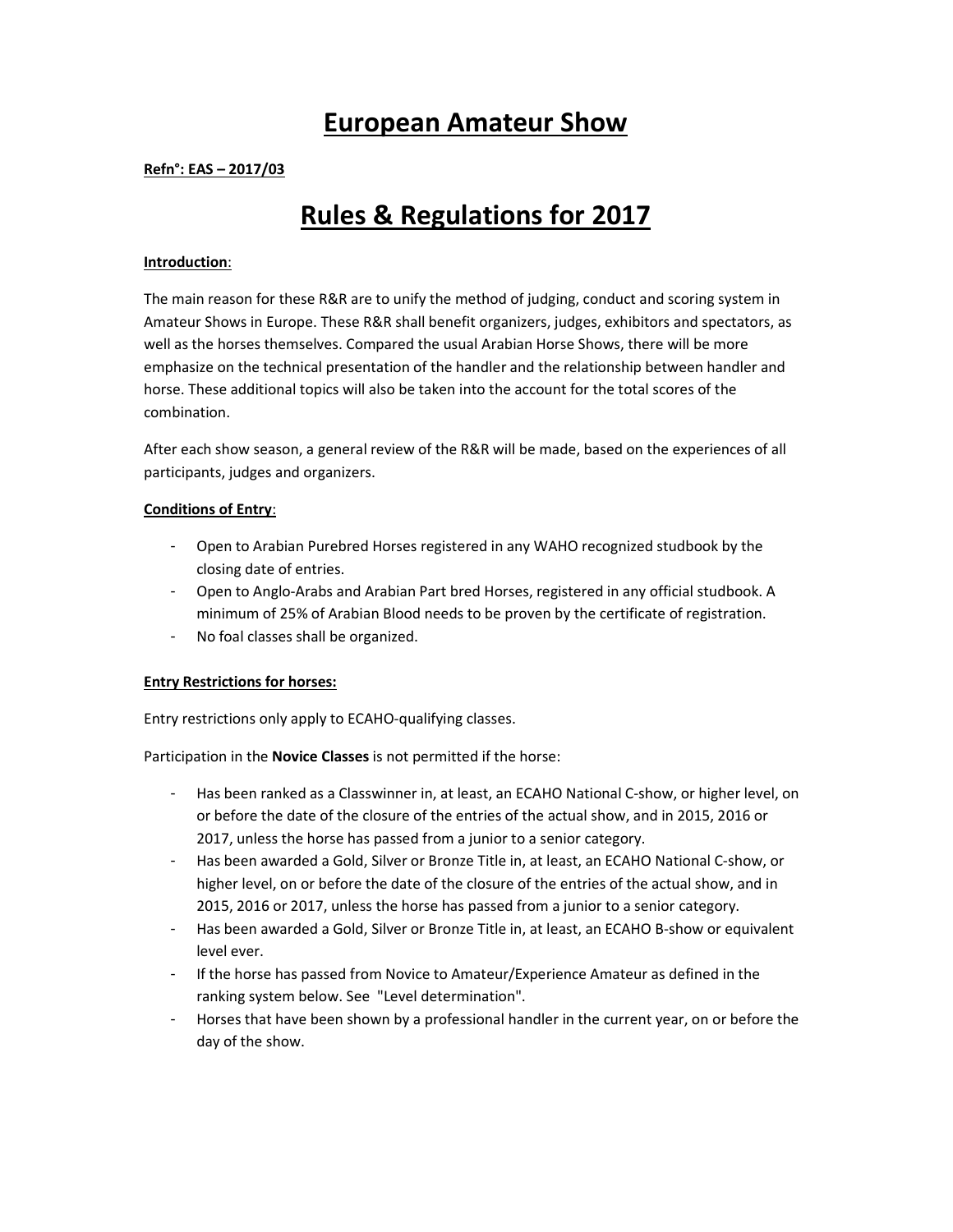# European Amateur Show

**Refn°: EAS – 2017/03**

# Rules & Regulations for 2017

**Introduction**:

The main reason for these R&R are to unify the method of judging, conduct and scoring system in Amateur Shows in Europe. These R&R shall benefit organizers, judges, exhibitors and spectators, as well as the horses themselves. Compared the usual Arabian Horse Shows, there will be more emphasize on the technical presentation of the handler and the relationship between handler and horse. These additional topics will also be taken into the account for the total scores of the combination.

After each show season, a general review of the R&R will be made, based on the experiences of all participants, judges and organizers.

**Conditions of Entry**:

- Open to Arabian Purebred Horses registered in any WAHO recognized studbook by the closing date of entries.
- Open to Anglo-Arabs and Arabian Part bred Horses, registered in any official studbook. A minimum of 25% of Arabian Blood needs to be proven by the certificate of registration.
- No foal classes shall be organized.

**Entry Restrictions for horses:**

Entry restrictions only apply to ECAHO-qualifying classes.

Participation in the **Novice Classes** is not permitted if the horse:

- Has been ranked as a Classwinner in, at least, an ECAHO National C-show, or higher level, on or before the date of the closure of the entries of the actual show, and in 2015, 2016 or 2017, unless the horse has passed from a junior to a senior category.
- Has been awarded a Gold, Silver or Bronze Title in, at least, an ECAHO National C-show, or higher level, on or before the date of the closure of the entries of the actual show, and in 2015, 2016 or 2017, unless the horse has passed from a junior to a senior category.
- Has been awarded a Gold, Silver or Bronze Title in, at least, an ECAHO B-show or equivalent level ever.
- If the horse has passed from Novice to Amateur/Experience Amateur as defined in the ranking system below. See "Level determination".
- Horses that have been shown by a professional handler in the current year, on or before the day of the show.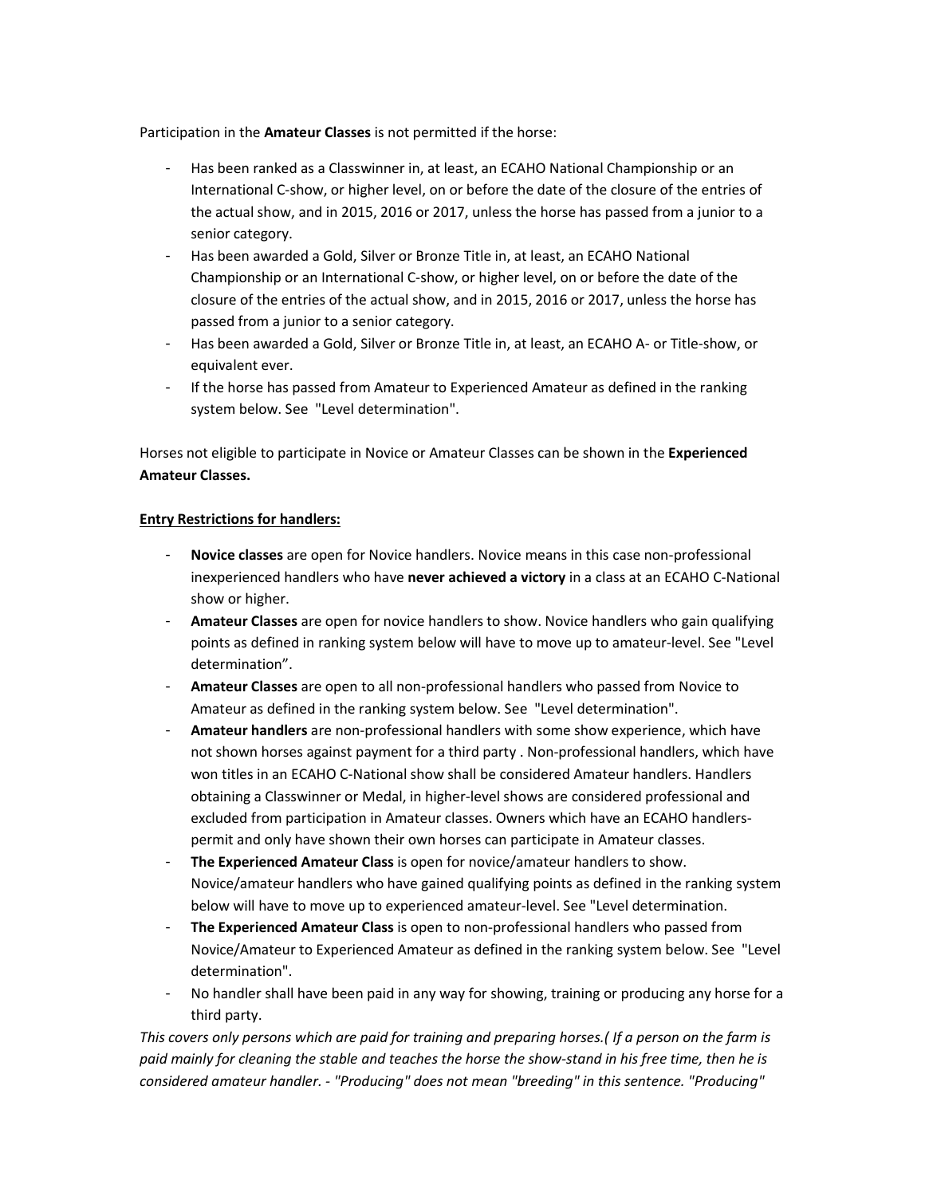Participation in the **Amateur Classes** is not permitted if the horse:

- Has been ranked as a Classwinner in, at least, an ECAHO National Championship or an International C-show, or higher level, on or before the date of the closure of the entries of the actual show, and in 2015, 2016 or 2017, unless the horse has passed from a junior to a senior category.
- Has been awarded a Gold, Silver or Bronze Title in, at least, an ECAHO National Championship or an International C-show, or higher level, on or before the date of the closure of the entries of the actual show, and in 2015, 2016 or 2017, unless the horse has passed from a junior to a senior category.
- Has been awarded a Gold, Silver or Bronze Title in, at least, an ECAHO A- or Title-show, or equivalent ever.
- If the horse has passed from Amateur to Experienced Amateur as defined in the ranking system below. See "Level determination".

Horses not eligible to participate in Novice or Amateur Classes can be shown in the **Experienced Amateur Classes.**

**Entry Restrictions for handlers:**

- **Novice classes** are open for Novice handlers. Novice means in this case non-professional inexperienced handlers who have **never achieved a victory** in a class at an ECAHO C-National show or higher.
- **Amateur Classes** are open for novice handlers to show. Novice handlers who gain qualifying points as defined in ranking system below will have to move up to amateur-level. See "Level determination".
- **Amateur Classes** are open to all non-professional handlers who passed from Novice to Amateur as defined in the ranking system below. See "Level determination".
- **Amateur handlers** are non-professional handlers with some show experience, which have not shown horses against payment for a third party . Non-professional handlers, which have won titles in an ECAHO C-National show shall be considered Amateur handlers. Handlers obtaining a Classwinner or Medal, in higher-level shows are considered professional and excluded from participation in Amateur classes. Owners which have an ECAHO handlers-permit and only have shown their own horses can participate in Amateur classes.
- **The Experienced Amateur Class** is open for novice/amateur handlers to show. Novice/amateur handlers who have gained qualifying points as defined in the ranking system below will have to move up to experienced amateur-level. See "Level determination.
- **The Experienced Amateur Class** is open to non-professional handlers who passed from Novice/Amateur to Experienced Amateur as defined in the ranking system below. See "Level determination".
- No handler shall have been paid in any way for showing, training or producing any horse for a third party.

*This covers only persons which are paid for training and preparing horses.( If a person on the farm is paid mainly for cleaning the stable and teaches the horse the show-stand in his free time, then he is considered amateur handler. - "Producing" does not mean "breeding" in this sentence. "Producing"*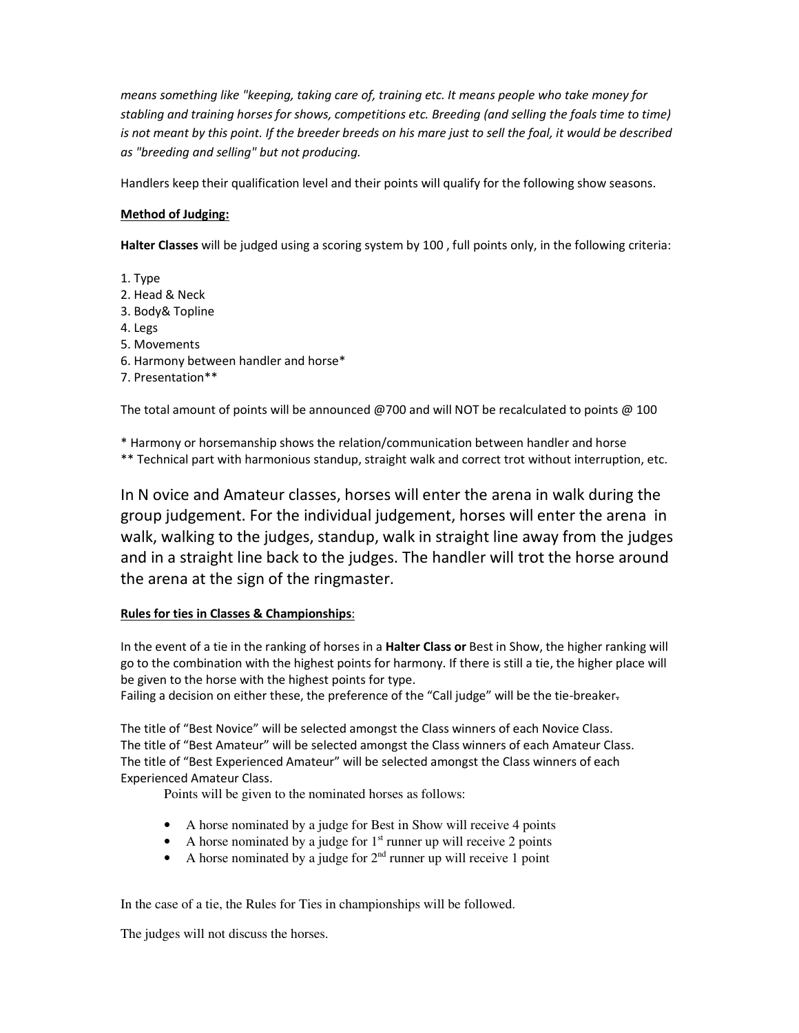*means something like "keeping, taking care of, training etc. It means people who take money for stabling and training horses for shows, competitions etc. Breeding (and selling the foals time to time) is not meant by this point. If the breeder breeds on his mare just to sell the foal, it would be described as "breeding and selling" but not producing.*

Handlers keep their qualification level and their points will qualify for the following show seasons.

**Method of Judging:**

**Halter Classes** will be judged using a scoring system by 100 , full points only, in the following criteria:

1. Type
2. Head & Neck
3. Body& Topline
4. Legs
5. Movements
6. Harmony between handler and horse*
7. Presentation**

The total amount of points will be announced @700 and will NOT be recalculated to points @ 100

\* Harmony or horsemanship shows the relation/communication between handler and horse
\** Technical part with harmonious standup, straight walk and correct trot without interruption, etc.

In N ovice and Amateur classes, horses will enter the arena in walk during the group judgement. For the individual judgement, horses will enter the arena in walk, walking to the judges, standup, walk in straight line away from the judges and in a straight line back to the judges. The handler will trot the horse around the arena at the sign of the ringmaster.

**Rules for ties in Classes & Championships**:

In the event of a tie in the ranking of horses in a **Halter Class or** Best in Show, the higher ranking will go to the combination with the highest points for harmony. If there is still a tie, the higher place will be given to the horse with the highest points for type.
Failing a decision on either these, the preference of the "Call judge" will be the tie-breaker.

The title of "Best Novice" will be selected amongst the Class winners of each Novice Class.
The title of "Best Amateur" will be selected amongst the Class winners of each Amateur Class.
The title of "Best Experienced Amateur" will be selected amongst the Class winners of each Experienced Amateur Class.

Points will be given to the nominated horses as follows:

- A horse nominated by a judge for Best in Show will receive 4 points
- A horse nominated by a judge for 1st runner up will receive 2 points
- A horse nominated by a judge for 2nd runner up will receive 1 point

In the case of a tie, the Rules for Ties in championships will be followed.

The judges will not discuss the horses.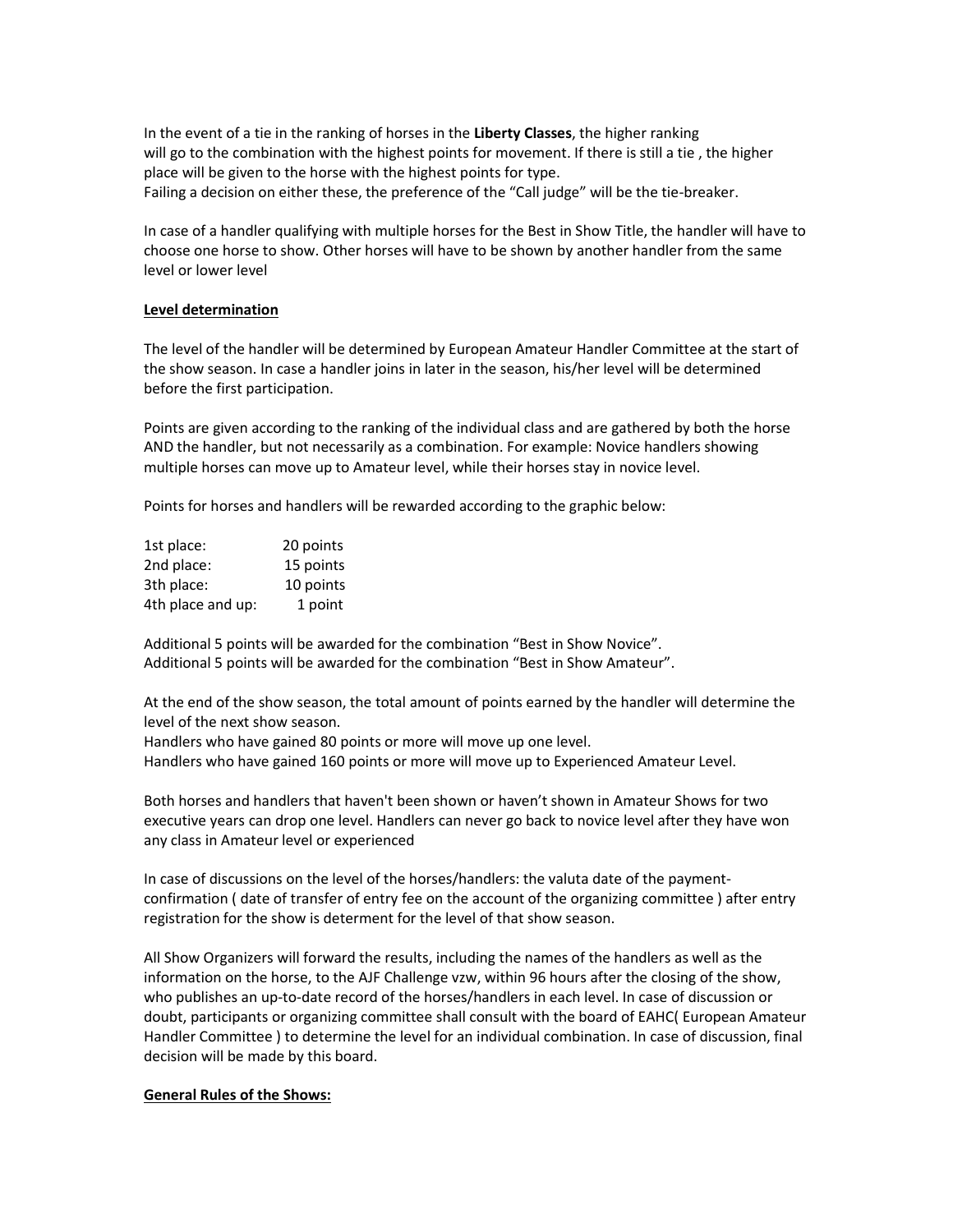In the event of a tie in the ranking of horses in the **Liberty Classes**, the higher ranking will go to the combination with the highest points for movement. If there is still a tie , the higher place will be given to the horse with the highest points for type.
Failing a decision on either these, the preference of the "Call judge" will be the tie-breaker.

In case of a handler qualifying with multiple horses for the Best in Show Title, the handler will have to choose one horse to show. Other horses will have to be shown by another handler from the same level or lower level

**Level determination**

The level of the handler will be determined by European Amateur Handler Committee at the start of the show season. In case a handler joins in later in the season, his/her level will be determined before the first participation.

Points are given according to the ranking of the individual class and are gathered by both the horse AND the handler, but not necessarily as a combination. For example: Novice handlers showing multiple horses can move up to Amateur level, while their horses stay in novice level.

Points for horses and handlers will be rewarded according to the graphic below:

| | |
|---|---|
| 1st place: | 20 points |
| 2nd place: | 15 points |
| 3th place: | 10 points |
| 4th place and up: | 1 point |

Additional 5 points will be awarded for the combination "Best in Show Novice".
Additional 5 points will be awarded for the combination "Best in Show Amateur".

At the end of the show season, the total amount of points earned by the handler will determine the level of the next show season.
Handlers who have gained 80 points or more will move up one level.
Handlers who have gained 160 points or more will move up to Experienced Amateur Level.

Both horses and handlers that haven't been shown or haven't shown in Amateur Shows for two executive years can drop one level. Handlers can never go back to novice level after they have won any class in Amateur level or experienced

In case of discussions on the level of the horses/handlers: the valuta date of the payment-confirmation ( date of transfer of entry fee on the account of the organizing committee ) after entry registration for the show is determent for the level of that show season.

All Show Organizers will forward the results, including the names of the handlers as well as the information on the horse, to the AJF Challenge vzw, within 96 hours after the closing of the show, who publishes an up-to-date record of the horses/handlers in each level. In case of discussion or doubt, participants or organizing committee shall consult with the board of EAHC( European Amateur Handler Committee ) to determine the level for an individual combination. In case of discussion, final decision will be made by this board.

**General Rules of the Shows:**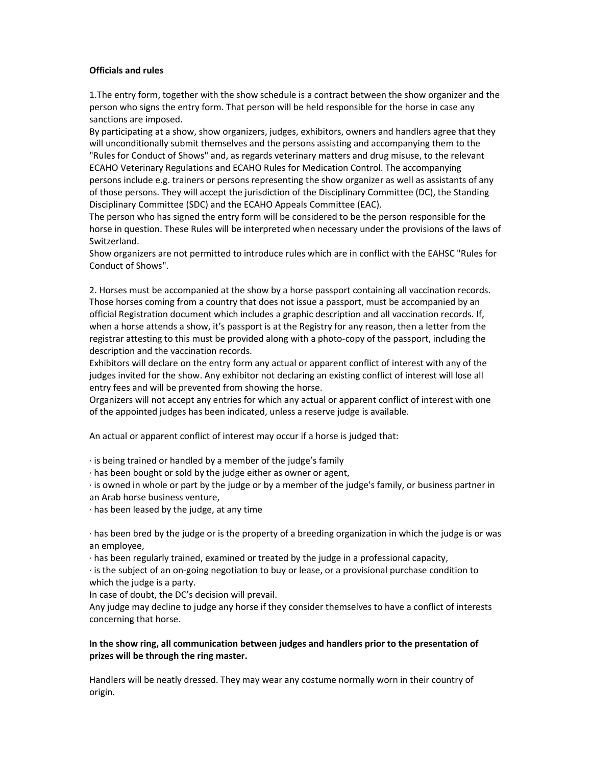**Officials and rules**

1.The entry form, together with the show schedule is a contract between the show organizer and the person who signs the entry form. That person will be held responsible for the horse in case any sanctions are imposed.

By participating at a show, show organizers, judges, exhibitors, owners and handlers agree that they will unconditionally submit themselves and the persons assisting and accompanying them to the "Rules for Conduct of Shows" and, as regards veterinary matters and drug misuse, to the relevant ECAHO Veterinary Regulations and ECAHO Rules for Medication Control. The accompanying persons include e.g. trainers or persons representing the show organizer as well as assistants of any of those persons. They will accept the jurisdiction of the Disciplinary Committee (DC), the Standing Disciplinary Committee (SDC) and the ECAHO Appeals Committee (EAC).

The person who has signed the entry form will be considered to be the person responsible for the horse in question. These Rules will be interpreted when necessary under the provisions of the laws of Switzerland.

Show organizers are not permitted to introduce rules which are in conflict with the EAHSC "Rules for Conduct of Shows".

2. Horses must be accompanied at the show by a horse passport containing all vaccination records. Those horses coming from a country that does not issue a passport, must be accompanied by an official Registration document which includes a graphic description and all vaccination records. If, when a horse attends a show, it's passport is at the Registry for any reason, then a letter from the registrar attesting to this must be provided along with a photo-copy of the passport, including the description and the vaccination records.

Exhibitors will declare on the entry form any actual or apparent conflict of interest with any of the judges invited for the show. Any exhibitor not declaring an existing conflict of interest will lose all entry fees and will be prevented from showing the horse.

Organizers will not accept any entries for which any actual or apparent conflict of interest with one of the appointed judges has been indicated, unless a reserve judge is available.

An actual or apparent conflict of interest may occur if a horse is judged that:

- is being trained or handled by a member of the judge's family
- has been bought or sold by the judge either as owner or agent,
- is owned in whole or part by the judge or by a member of the judge's family, or business partner in an Arab horse business venture,
- has been leased by the judge, at any time
- has been bred by the judge or is the property of a breeding organization in which the judge is or was an employee,
- has been regularly trained, examined or treated by the judge in a professional capacity,
- is the subject of an on-going negotiation to buy or lease, or a provisional purchase condition to which the judge is a party.

In case of doubt, the DC's decision will prevail.

Any judge may decline to judge any horse if they consider themselves to have a conflict of interests concerning that horse.

**In the show ring, all communication between judges and handlers prior to the presentation of prizes will be through the ring master.**

Handlers will be neatly dressed. They may wear any costume normally worn in their country of origin.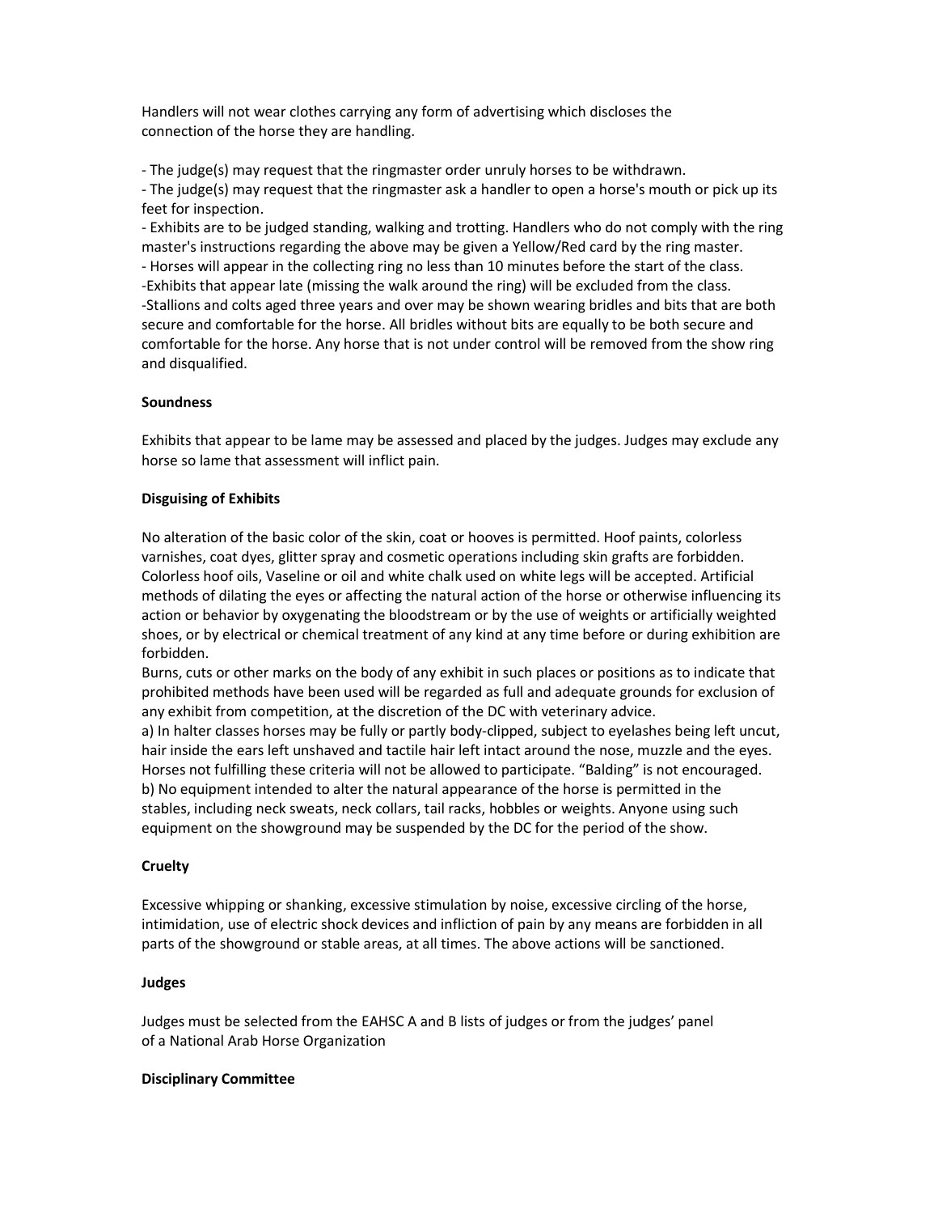Handlers will not wear clothes carrying any form of advertising which discloses the connection of the horse they are handling.

- The judge(s) may request that the ringmaster order unruly horses to be withdrawn.
- The judge(s) may request that the ringmaster ask a handler to open a horse's mouth or pick up its feet for inspection.
- Exhibits are to be judged standing, walking and trotting. Handlers who do not comply with the ring master's instructions regarding the above may be given a Yellow/Red card by the ring master.
- Horses will appear in the collecting ring no less than 10 minutes before the start of the class.
- Exhibits that appear late (missing the walk around the ring) will be excluded from the class.
- Stallions and colts aged three years and over may be shown wearing bridles and bits that are both secure and comfortable for the horse. All bridles without bits are equally to be both secure and comfortable for the horse. Any horse that is not under control will be removed from the show ring and disqualified.

**Soundness**

Exhibits that appear to be lame may be assessed and placed by the judges. Judges may exclude any horse so lame that assessment will inflict pain.

**Disguising of Exhibits**

No alteration of the basic color of the skin, coat or hooves is permitted. Hoof paints, colorless varnishes, coat dyes, glitter spray and cosmetic operations including skin grafts are forbidden. Colorless hoof oils, Vaseline or oil and white chalk used on white legs will be accepted. Artificial methods of dilating the eyes or affecting the natural action of the horse or otherwise influencing its action or behavior by oxygenating the bloodstream or by the use of weights or artificially weighted shoes, or by electrical or chemical treatment of any kind at any time before or during exhibition are forbidden.
Burns, cuts or other marks on the body of any exhibit in such places or positions as to indicate that prohibited methods have been used will be regarded as full and adequate grounds for exclusion of any exhibit from competition, at the discretion of the DC with veterinary advice.
a) In halter classes horses may be fully or partly body-clipped, subject to eyelashes being left uncut, hair inside the ears left unshaved and tactile hair left intact around the nose, muzzle and the eyes. Horses not fulfilling these criteria will not be allowed to participate. “Balding” is not encouraged.
b) No equipment intended to alter the natural appearance of the horse is permitted in the stables, including neck sweats, neck collars, tail racks, hobbles or weights. Anyone using such equipment on the showground may be suspended by the DC for the period of the show.

**Cruelty**

Excessive whipping or shanking, excessive stimulation by noise, excessive circling of the horse, intimidation, use of electric shock devices and infliction of pain by any means are forbidden in all parts of the showground or stable areas, at all times. The above actions will be sanctioned.

**Judges**

Judges must be selected from the EAHSC A and B lists of judges or from the judges’ panel of a National Arab Horse Organization

**Disciplinary Committee**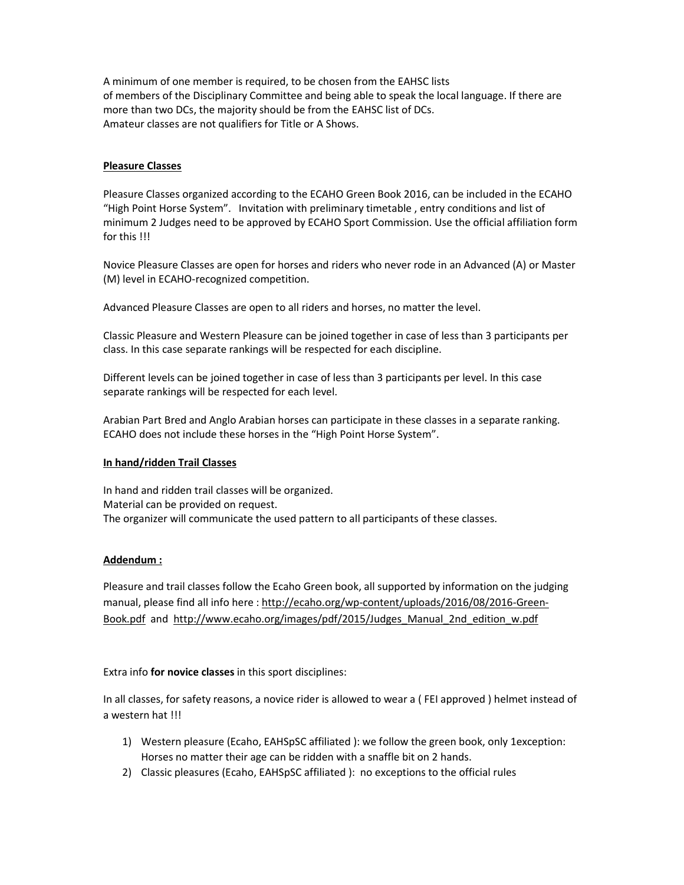A minimum of one member is required, to be chosen from the EAHSC lists
of members of the Disciplinary Committee and being able to speak the local language. If there are more than two DCs, the majority should be from the EAHSC list of DCs.
Amateur classes are not qualifiers for Title or A Shows.

**Pleasure Classes**

Pleasure Classes organized according to the ECAHO Green Book 2016, can be included in the ECAHO "High Point Horse System". Invitation with preliminary timetable , entry conditions and list of minimum 2 Judges need to be approved by ECAHO Sport Commission. Use the official affiliation form for this !!!

Novice Pleasure Classes are open for horses and riders who never rode in an Advanced (A) or Master (M) level in ECAHO-recognized competition.

Advanced Pleasure Classes are open to all riders and horses, no matter the level.

Classic Pleasure and Western Pleasure can be joined together in case of less than 3 participants per class. In this case separate rankings will be respected for each discipline.

Different levels can be joined together in case of less than 3 participants per level. In this case separate rankings will be respected for each level.

Arabian Part Bred and Anglo Arabian horses can participate in these classes in a separate ranking. ECAHO does not include these horses in the "High Point Horse System".

**In hand/ridden Trail Classes**

In hand and ridden trail classes will be organized.
Material can be provided on request.
The organizer will communicate the used pattern to all participants of these classes.

**Addendum :**

Pleasure and trail classes follow the Ecaho Green book, all supported by information on the judging manual, please find all info here : http://ecaho.org/wp-content/uploads/2016/08/2016-Green-Book.pdf and http://www.ecaho.org/images/pdf/2015/Judges_Manual_2nd_edition_w.pdf

Extra info **for novice classes** in this sport disciplines:

In all classes, for safety reasons, a novice rider is allowed to wear a ( FEI approved ) helmet instead of a western hat !!!

1) Western pleasure (Ecaho, EAHSpSC affiliated ): we follow the green book, only 1exception: Horses no matter their age can be ridden with a snaffle bit on 2 hands.
2) Classic pleasures (Ecaho, EAHSpSC affiliated ): no exceptions to the official rules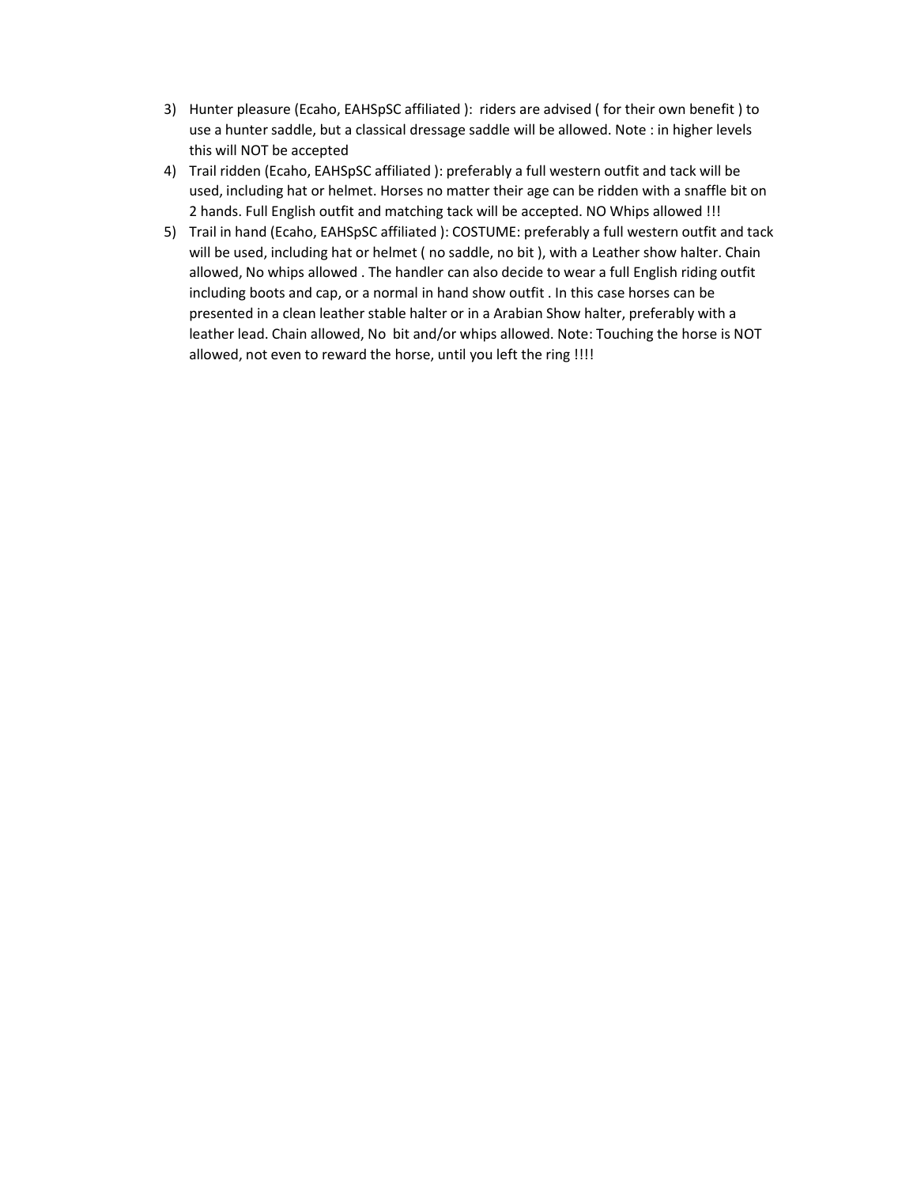3) Hunter pleasure (Ecaho, EAHSpSC affiliated ): riders are advised ( for their own benefit ) to use a hunter saddle, but a classical dressage saddle will be allowed. Note : in higher levels this will NOT be accepted
4) Trail ridden (Ecaho, EAHSpSC affiliated ): preferably a full western outfit and tack will be used, including hat or helmet. Horses no matter their age can be ridden with a snaffle bit on 2 hands. Full English outfit and matching tack will be accepted. NO Whips allowed !!!
5) Trail in hand (Ecaho, EAHSpSC affiliated ): COSTUME: preferably a full western outfit and tack will be used, including hat or helmet ( no saddle, no bit ), with a Leather show halter. Chain allowed, No whips allowed . The handler can also decide to wear a full English riding outfit including boots and cap, or a normal in hand show outfit . In this case horses can be presented in a clean leather stable halter or in a Arabian Show halter, preferably with a leather lead. Chain allowed, No bit and/or whips allowed. Note: Touching the horse is NOT allowed, not even to reward the horse, until you left the ring !!!!